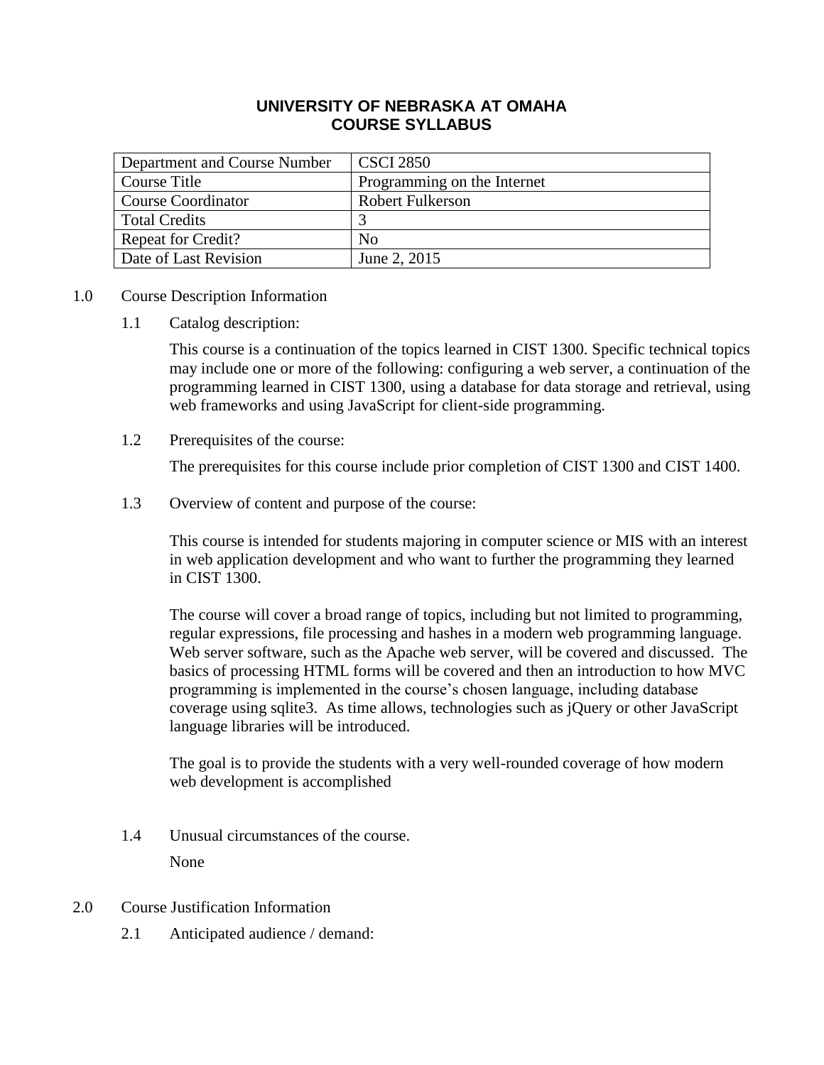# UNIVERSITY OF NEBRASKA AT OMAHA
# COURSE SYLLABUS

| Department and Course Number | CSCI 2850 |
| --- | --- |
| Course Title | Programming on the Internet |
| Course Coordinator | Robert Fulkerson |
| Total Credits | 3 |
| Repeat for Credit? | No |
| Date of Last Revision | June 2, 2015 |

## 1.0 Course Description Information

### 1.1 Catalog description:

This course is a continuation of the topics learned in CIST 1300. Specific technical topics may include one or more of the following: configuring a web server, a continuation of the programming learned in CIST 1300, using a database for data storage and retrieval, using web frameworks and using JavaScript for client-side programming.

### 1.2 Prerequisites of the course:

The prerequisites for this course include prior completion of CIST 1300 and CIST 1400.

### 1.3 Overview of content and purpose of the course:

This course is intended for students majoring in computer science or MIS with an interest in web application development and who want to further the programming they learned in CIST 1300.

The course will cover a broad range of topics, including but not limited to programming, regular expressions, file processing and hashes in a modern web programming language. Web server software, such as the Apache web server, will be covered and discussed. The basics of processing HTML forms will be covered and then an introduction to how MVC programming is implemented in the course's chosen language, including database coverage using sqlite3. As time allows, technologies such as jQuery or other JavaScript language libraries will be introduced.

The goal is to provide the students with a very well-rounded coverage of how modern web development is accomplished

### 1.4 Unusual circumstances of the course.

None

## 2.0 Course Justification Information

### 2.1 Anticipated audience / demand: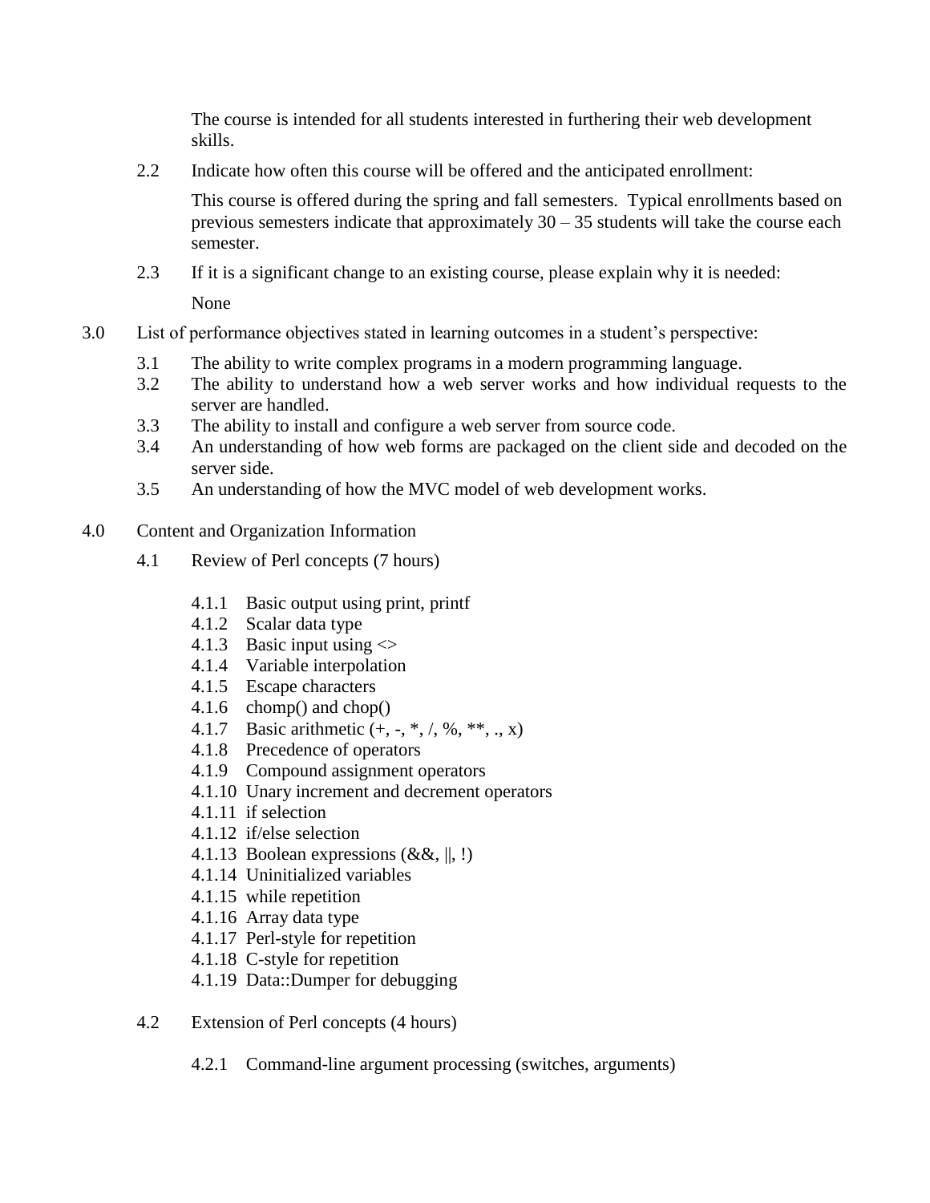The course is intended for all students interested in furthering their web development skills.

2.2 Indicate how often this course will be offered and the anticipated enrollment:

This course is offered during the spring and fall semesters. Typical enrollments based on previous semesters indicate that approximately 30 – 35 students will take the course each semester.

2.3 If it is a significant change to an existing course, please explain why it is needed:

None

3.0 List of performance objectives stated in learning outcomes in a student's perspective:

- 3.1 The ability to write complex programs in a modern programming language.
- 3.2 The ability to understand how a web server works and how individual requests to the server are handled.
- 3.3 The ability to install and configure a web server from source code.
- 3.4 An understanding of how web forms are packaged on the client side and decoded on the server side.
- 3.5 An understanding of how the MVC model of web development works.

4.0 Content and Organization Information

4.1 Review of Perl concepts (7 hours)

- 4.1.1 Basic output using print, printf
- 4.1.2 Scalar data type
- 4.1.3 Basic input using <>
- 4.1.4 Variable interpolation
- 4.1.5 Escape characters
- 4.1.6 chomp() and chop()
- 4.1.7 Basic arithmetic (+, -, *, /, %, **, ., x)
- 4.1.8 Precedence of operators
- 4.1.9 Compound assignment operators
- 4.1.10 Unary increment and decrement operators
- 4.1.11 if selection
- 4.1.12 if/else selection
- 4.1.13 Boolean expressions (&&, ||, !)
- 4.1.14 Uninitialized variables
- 4.1.15 while repetition
- 4.1.16 Array data type
- 4.1.17 Perl-style for repetition
- 4.1.18 C-style for repetition
- 4.1.19 Data::Dumper for debugging

4.2 Extension of Perl concepts (4 hours)

- 4.2.1 Command-line argument processing (switches, arguments)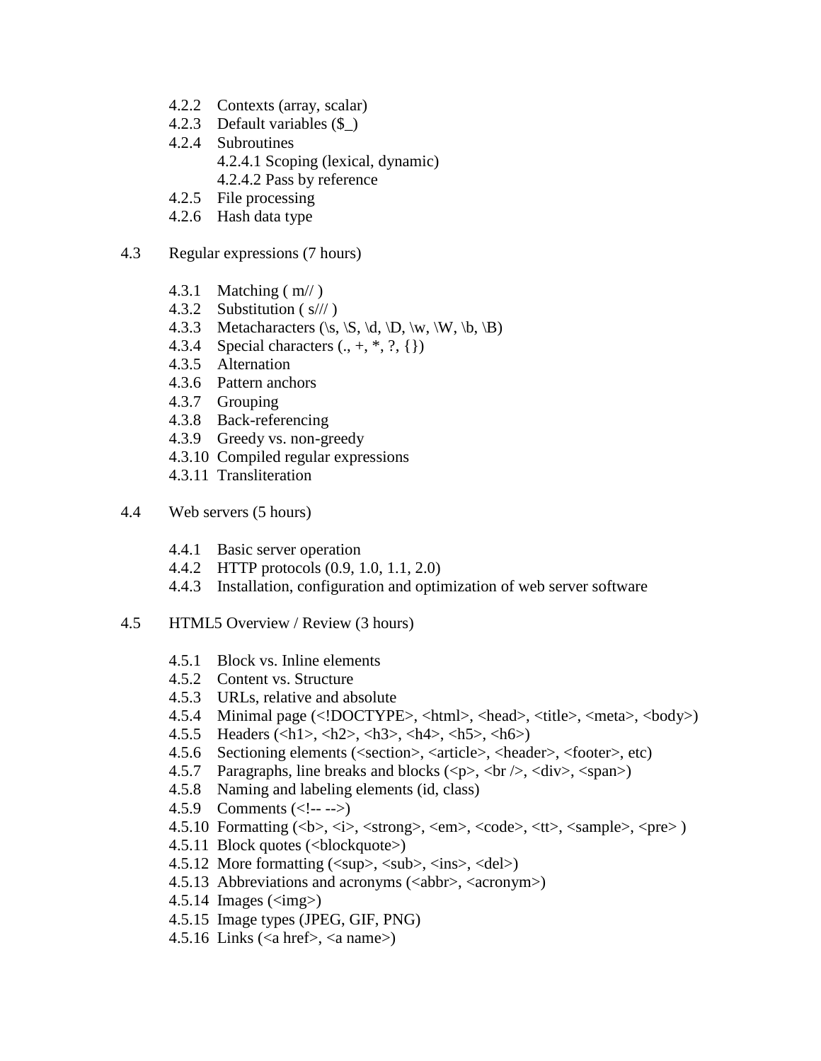- 4.2.2 Contexts (array, scalar)
- 4.2.3 Default variables ($_)
- 4.2.4 Subroutines
  - 4.2.4.1 Scoping (lexical, dynamic)
  - 4.2.4.2 Pass by reference
- 4.2.5 File processing
- 4.2.6 Hash data type

4.3 Regular expressions (7 hours)

- 4.3.1 Matching ( m// )
- 4.3.2 Substitution ( s/// )
- 4.3.3 Metacharacters (\s, \S, \d, \D, \w, \W, \b, \B)
- 4.3.4 Special characters (., +, *, ?, {})
- 4.3.5 Alternation
- 4.3.6 Pattern anchors
- 4.3.7 Grouping
- 4.3.8 Back-referencing
- 4.3.9 Greedy vs. non-greedy
- 4.3.10 Compiled regular expressions
- 4.3.11 Transliteration

4.4 Web servers (5 hours)

- 4.4.1 Basic server operation
- 4.4.2 HTTP protocols (0.9, 1.0, 1.1, 2.0)
- 4.4.3 Installation, configuration and optimization of web server software

4.5 HTML5 Overview / Review (3 hours)

- 4.5.1 Block vs. Inline elements
- 4.5.2 Content vs. Structure
- 4.5.3 URLs, relative and absolute
- 4.5.4 Minimal page (<!DOCTYPE>, <html>, <head>, <title>, <meta>, <body>)
- 4.5.5 Headers (<h1>, <h2>, <h3>, <h4>, <h5>, <h6>)
- 4.5.6 Sectioning elements (<section>, <article>, <header>, <footer>, etc)
- 4.5.7 Paragraphs, line breaks and blocks (<p>, <br />, <div>, <span>)
- 4.5.8 Naming and labeling elements (id, class)
- 4.5.9 Comments (<!-- -->)
- 4.5.10 Formatting (<b>, <i>, <strong>, <em>, <code>, <tt>, <sample>, <pre> )
- 4.5.11 Block quotes (<blockquote>)
- 4.5.12 More formatting (<sup>, <sub>, <ins>, <del>)
- 4.5.13 Abbreviations and acronyms (<abbr>, <acronym>)
- 4.5.14 Images (<img>)
- 4.5.15 Image types (JPEG, GIF, PNG)
- 4.5.16 Links (<a href>, <a name>)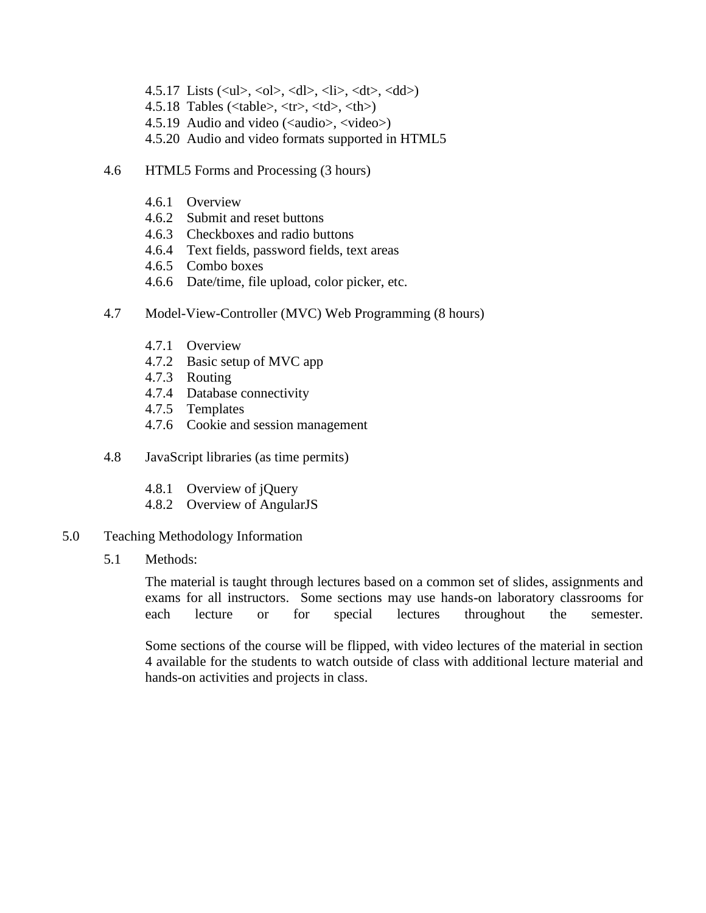- 4.5.17 Lists (<ul>, <ol>, <dl>, <li>, <dt>, <dd>)
- 4.5.18 Tables (<table>, <tr>, <td>, <th>)
- 4.5.19 Audio and video (<audio>, <video>)
- 4.5.20 Audio and video formats supported in HTML5

4.6 HTML5 Forms and Processing (3 hours)

- 4.6.1 Overview
- 4.6.2 Submit and reset buttons
- 4.6.3 Checkboxes and radio buttons
- 4.6.4 Text fields, password fields, text areas
- 4.6.5 Combo boxes
- 4.6.6 Date/time, file upload, color picker, etc.

4.7 Model-View-Controller (MVC) Web Programming (8 hours)

- 4.7.1 Overview
- 4.7.2 Basic setup of MVC app
- 4.7.3 Routing
- 4.7.4 Database connectivity
- 4.7.5 Templates
- 4.7.6 Cookie and session management

4.8 JavaScript libraries (as time permits)

- 4.8.1 Overview of jQuery
- 4.8.2 Overview of AngularJS

## 5.0 Teaching Methodology Information

5.1 Methods:

The material is taught through lectures based on a common set of slides, assignments and exams for all instructors. Some sections may use hands-on laboratory classrooms for each lecture or for special lectures throughout the semester.

Some sections of the course will be flipped, with video lectures of the material in section 4 available for the students to watch outside of class with additional lecture material and hands-on activities and projects in class.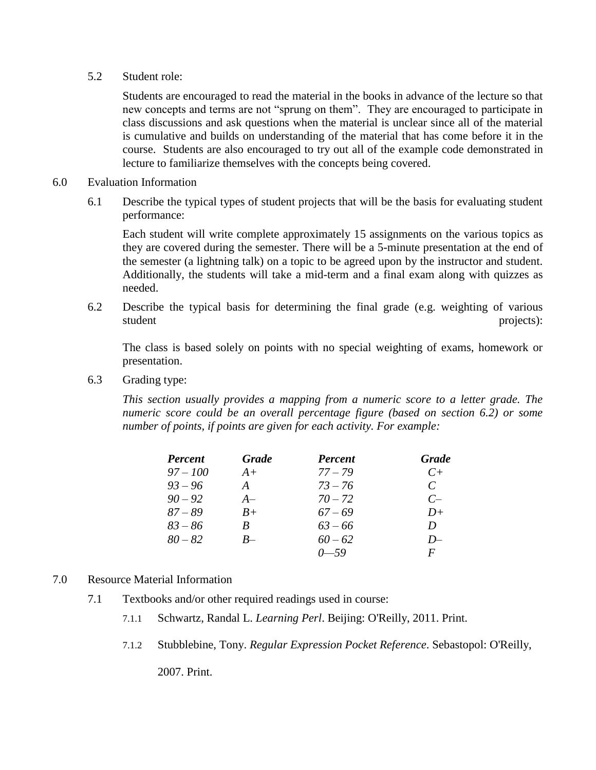5.2 Student role:

Students are encouraged to read the material in the books in advance of the lecture so that new concepts and terms are not “sprung on them”. They are encouraged to participate in class discussions and ask questions when the material is unclear since all of the material is cumulative and builds on understanding of the material that has come before it in the course. Students are also encouraged to try out all of the example code demonstrated in lecture to familiarize themselves with the concepts being covered.

6.0 Evaluation Information

6.1 Describe the typical types of student projects that will be the basis for evaluating student performance:

Each student will write complete approximately 15 assignments on the various topics as they are covered during the semester. There will be a 5-minute presentation at the end of the semester (a lightning talk) on a topic to be agreed upon by the instructor and student. Additionally, the students will take a mid-term and a final exam along with quizzes as needed.

6.2 Describe the typical basis for determining the final grade (e.g. weighting of various student projects):

The class is based solely on points with no special weighting of exams, homework or presentation.

6.3 Grading type:

*This section usually provides a mapping from a numeric score to a letter grade. The numeric score could be an overall percentage figure (based on section 6.2) or some number of points, if points are given for each activity. For example:*

| ***Percent*** | ***Grade*** | ***Percent*** | ***Grade*** |
|---|---|---|---|
| *97 – 100* | *A+* | *77 – 79* | *C+* |
| *93 – 96* | *A* | *73 – 76* | *C* |
| *90 – 92* | *A–* | *70 – 72* | *C–* |
| *87 – 89* | *B+* | *67 – 69* | *D+* |
| *83 – 86* | *B* | *63 – 66* | *D* |
| *80 – 82* | *B–* | *60 – 62* | *D–* |
| | | *0—59* | *F* |

7.0 Resource Material Information

7.1 Textbooks and/or other required readings used in course:

7.1.1 Schwartz, Randal L. *Learning Perl*. Beijing: O'Reilly, 2011. Print.

7.1.2 Stubblebine, Tony. *Regular Expression Pocket Reference*. Sebastopol: O'Reilly, 2007. Print.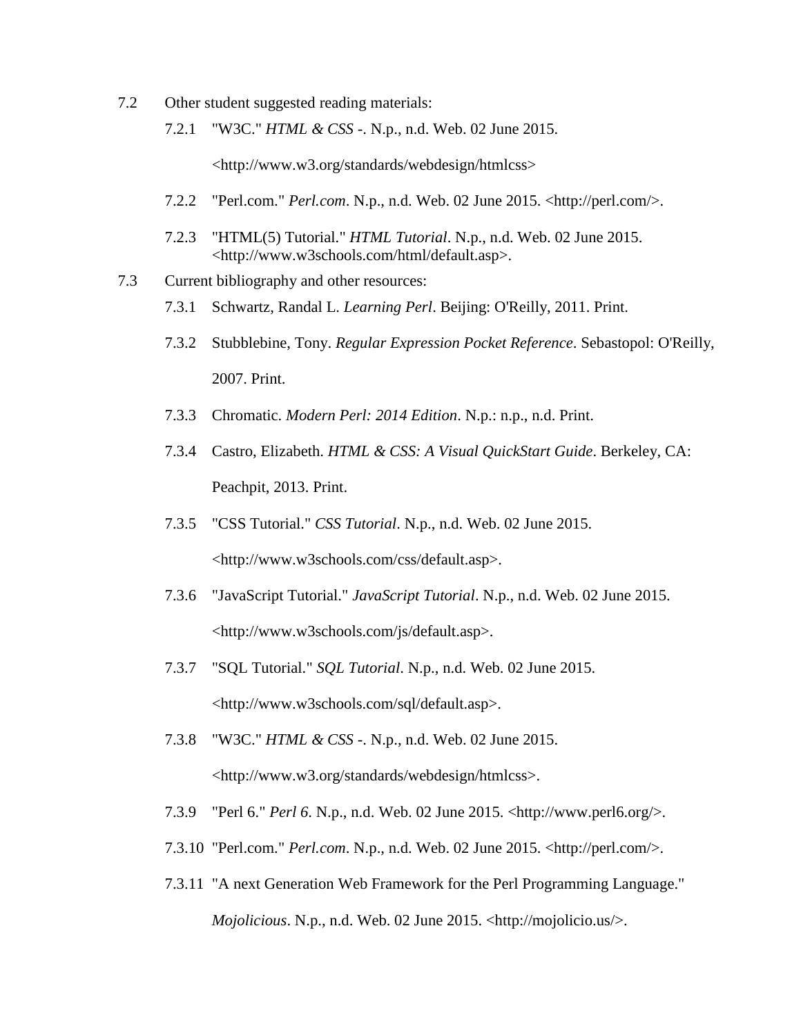7.2 Other student suggested reading materials:

- 7.2.1 "W3C." *HTML & CSS -*. N.p., n.d. Web. 02 June 2015. <http://www.w3.org/standards/webdesign/htmlcss>
- 7.2.2 "Perl.com." *Perl.com*. N.p., n.d. Web. 02 June 2015. <http://perl.com/>.
- 7.2.3 "HTML(5) Tutorial." *HTML Tutorial*. N.p., n.d. Web. 02 June 2015. <http://www.w3schools.com/html/default.asp>.

7.3 Current bibliography and other resources:

- 7.3.1 Schwartz, Randal L. *Learning Perl*. Beijing: O'Reilly, 2011. Print.
- 7.3.2 Stubblebine, Tony. *Regular Expression Pocket Reference*. Sebastopol: O'Reilly, 2007. Print.
- 7.3.3 Chromatic. *Modern Perl: 2014 Edition*. N.p.: n.p., n.d. Print.
- 7.3.4 Castro, Elizabeth. *HTML & CSS: A Visual QuickStart Guide*. Berkeley, CA: Peachpit, 2013. Print.
- 7.3.5 "CSS Tutorial." *CSS Tutorial*. N.p., n.d. Web. 02 June 2015. <http://www.w3schools.com/css/default.asp>.
- 7.3.6 "JavaScript Tutorial." *JavaScript Tutorial*. N.p., n.d. Web. 02 June 2015. <http://www.w3schools.com/js/default.asp>.
- 7.3.7 "SQL Tutorial." *SQL Tutorial*. N.p., n.d. Web. 02 June 2015. <http://www.w3schools.com/sql/default.asp>.
- 7.3.8 "W3C." *HTML & CSS -*. N.p., n.d. Web. 02 June 2015. <http://www.w3.org/standards/webdesign/htmlcss>.
- 7.3.9 "Perl 6." *Perl 6*. N.p., n.d. Web. 02 June 2015. <http://www.perl6.org/>.
- 7.3.10 "Perl.com." *Perl.com*. N.p., n.d. Web. 02 June 2015. <http://perl.com/>.
- 7.3.11 "A next Generation Web Framework for the Perl Programming Language." *Mojolicious*. N.p., n.d. Web. 02 June 2015. <http://mojolicio.us/>.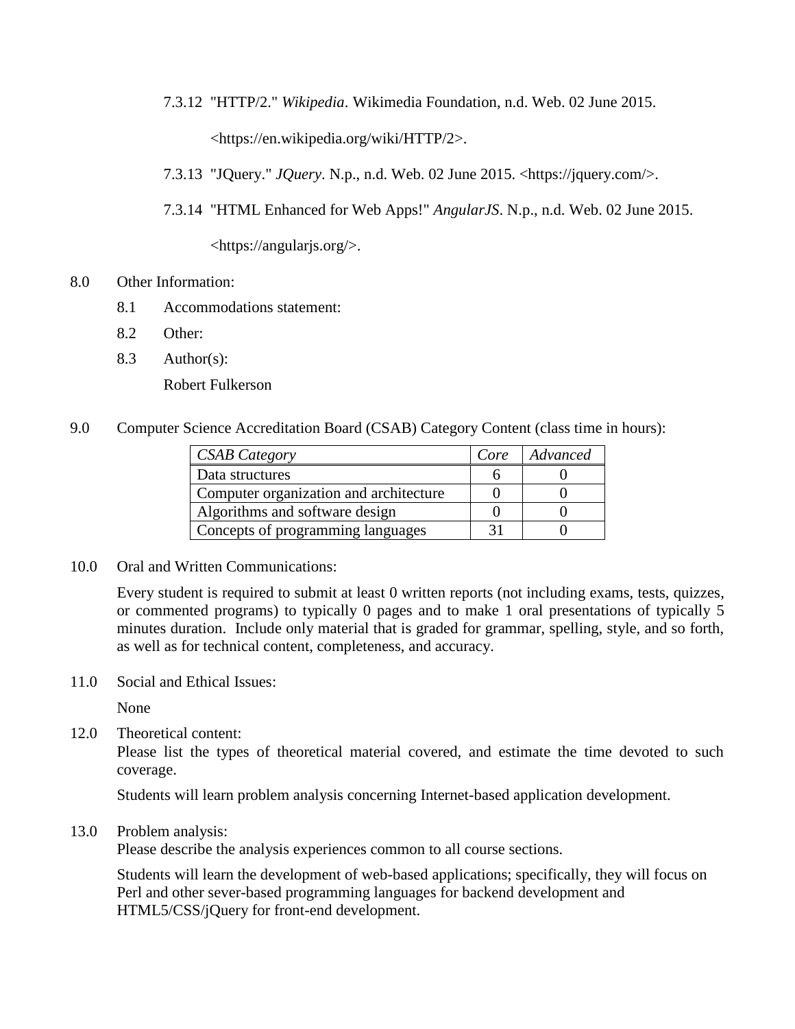7.3.12 "HTTP/2." *Wikipedia*. Wikimedia Foundation, n.d. Web. 02 June 2015. <https://en.wikipedia.org/wiki/HTTP/2>.

7.3.13 "JQuery." *JQuery*. N.p., n.d. Web. 02 June 2015. <https://jquery.com/>.

7.3.14 "HTML Enhanced for Web Apps!" *AngularJS*. N.p., n.d. Web. 02 June 2015. <https://angularjs.org/>.

## 8.0 Other Information:

8.1 Accommodations statement:

8.2 Other:

8.3 Author(s):

Robert Fulkerson

## 9.0 Computer Science Accreditation Board (CSAB) Category Content (class time in hours):

| *CSAB Category* | *Core* | *Advanced* |
|---|---|---|
| Data structures | 6 | 0 |
| Computer organization and architecture | 0 | 0 |
| Algorithms and software design | 0 | 0 |
| Concepts of programming languages | 31 | 0 |

## 10.0 Oral and Written Communications:

Every student is required to submit at least 0 written reports (not including exams, tests, quizzes, or commented programs) to typically 0 pages and to make 1 oral presentations of typically 5 minutes duration. Include only material that is graded for grammar, spelling, style, and so forth, as well as for technical content, completeness, and accuracy.

## 11.0 Social and Ethical Issues:

None

## 12.0 Theoretical content:

Please list the types of theoretical material covered, and estimate the time devoted to such coverage.

Students will learn problem analysis concerning Internet-based application development.

## 13.0 Problem analysis:

Please describe the analysis experiences common to all course sections.

Students will learn the development of web-based applications; specifically, they will focus on Perl and other sever-based programming languages for backend development and HTML5/CSS/jQuery for front-end development.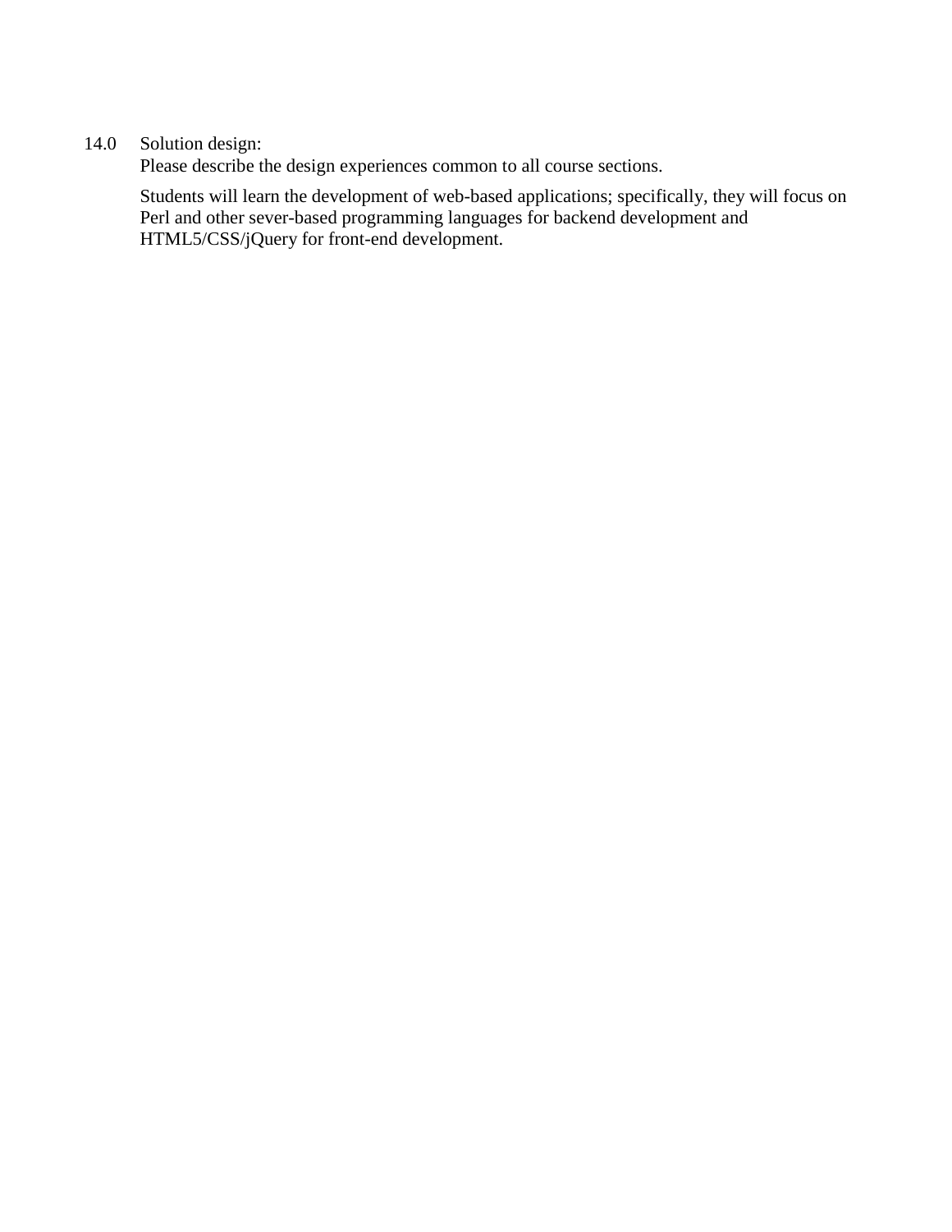14.0 Solution design:

Please describe the design experiences common to all course sections.

Students will learn the development of web-based applications; specifically, they will focus on Perl and other sever-based programming languages for backend development and HTML5/CSS/jQuery for front-end development.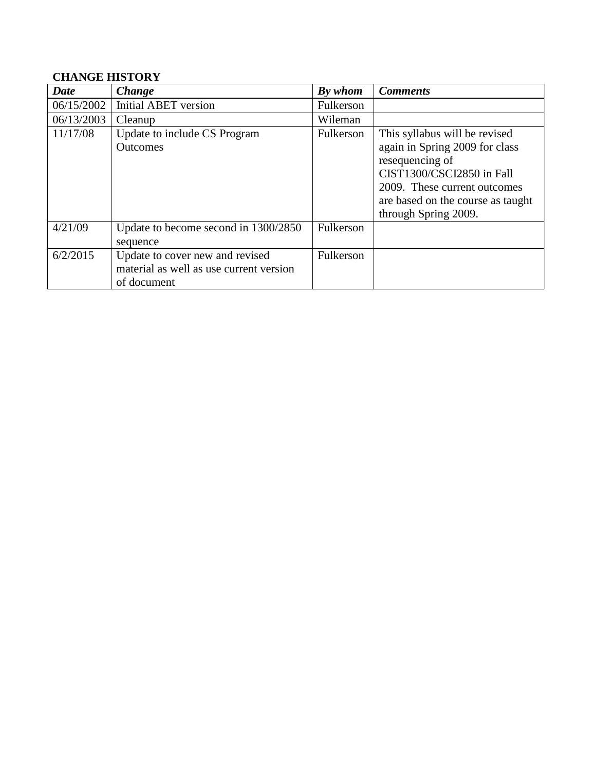**CHANGE HISTORY**

| *Date* | *Change* | *By whom* | *Comments* |
|---|---|---|---|
| 06/15/2002 | Initial ABET version | Fulkerson | |
| 06/13/2003 | Cleanup | Wileman | |
| 11/17/08 | Update to include CS Program Outcomes | Fulkerson | This syllabus will be revised again in Spring 2009 for class resequencing of CIST1300/CSCI2850 in Fall 2009. These current outcomes are based on the course as taught through Spring 2009. |
| 4/21/09 | Update to become second in 1300/2850 sequence | Fulkerson | |
| 6/2/2015 | Update to cover new and revised material as well as use current version of document | Fulkerson | |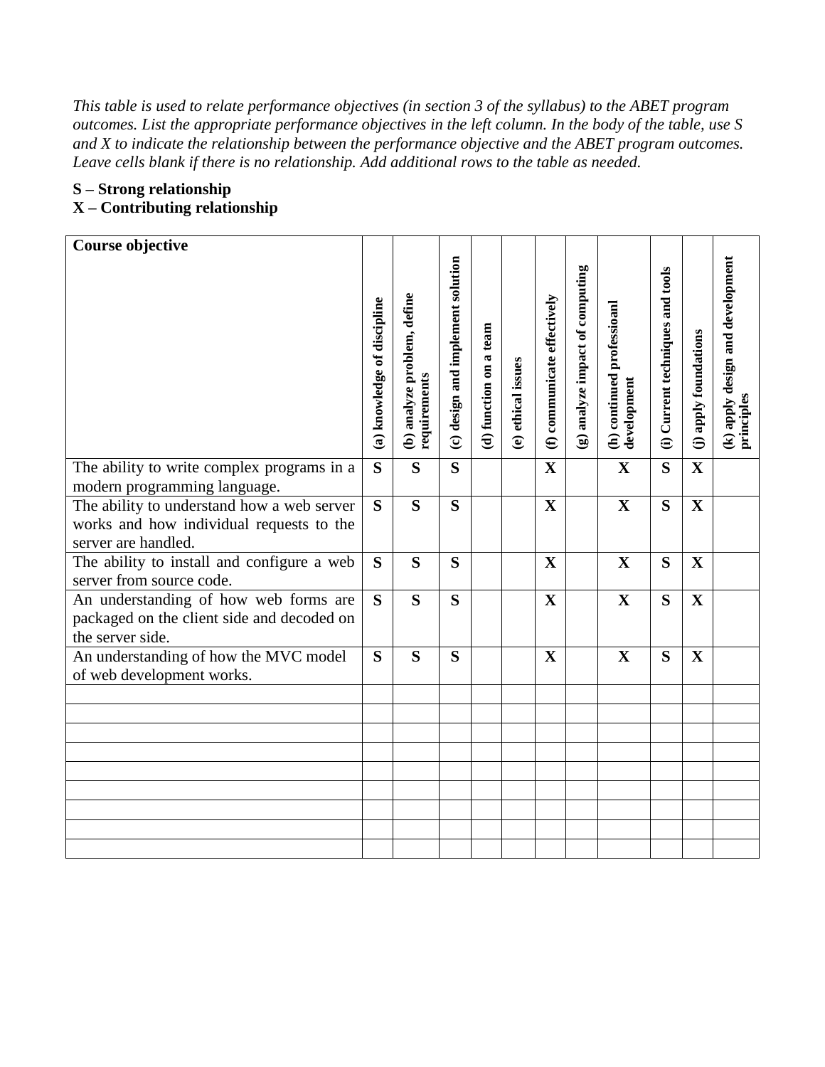*This table is used to relate performance objectives (in section 3 of the syllabus) to the ABET program outcomes. List the appropriate performance objectives in the left column. In the body of the table, use S and X to indicate the relationship between the performance objective and the ABET program outcomes. Leave cells blank if there is no relationship. Add additional rows to the table as needed.*

**S – Strong relationship**
**X – Contributing relationship**

| Course objective | (a) knowledge of discipline | (b) analyze problem, define requirements | (c) design and implement solution | (d) function on a team | (e) ethical issues | (f) communicate effectively | (g) analyze impact of computing | (h) continued professioanl development | (i) Current techniques and tools | (j) apply foundations | (k) apply design and development principles |
|---|---|---|---|---|---|---|---|---|---|---|---|
| The ability to write complex programs in a modern programming language. | S | S | S | | | X | | X | S | X | |
| The ability to understand how a web server works and how individual requests to the server are handled. | S | S | S | | | X | | X | S | X | |
| The ability to install and configure a web server from source code. | S | S | S | | | X | | X | S | X | |
| An understanding of how web forms are packaged on the client side and decoded on the server side. | S | S | S | | | X | | X | S | X | |
| An understanding of how the MVC model of web development works. | S | S | S | | | X | | X | S | X | |
| | | | | | | | | | | | |
| | | | | | | | | | | | |
| | | | | | | | | | | | |
| | | | | | | | | | | | |
| | | | | | | | | | | | |
| | | | | | | | | | | | |
| | | | | | | | | | | | |
| | | | | | | | | | | | |
| | | | | | | | | | | | |